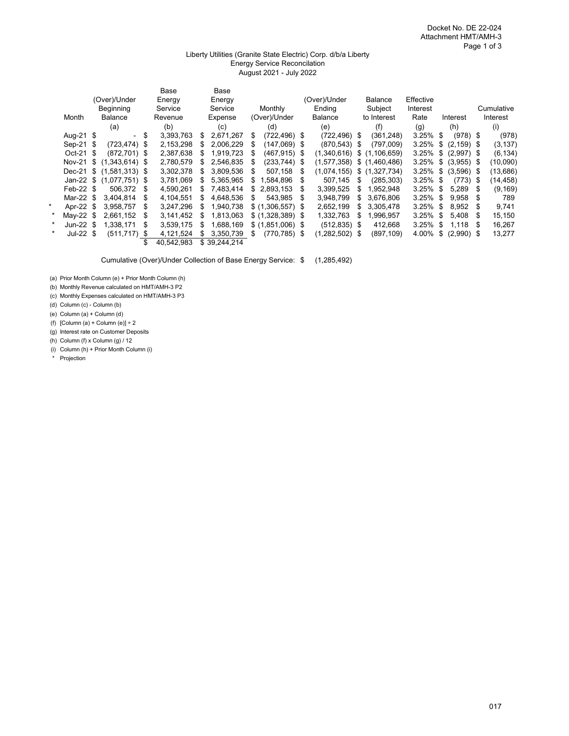Docket No. DE 22-024
Attachment HMT/AMH-3
Page 1 of 3

Liberty Utilities (Granite State Electric) Corp. d/b/a Liberty
Energy Service Reconcilation
August 2021 - July 2022

| | Month | (Over)/Under Beginning Balance | Base Energy Service Revenue | Base Energy Service Expense | Monthly (Over)/Under | (Over)/Under Ending Balance | Balance Subject to Interest | Effective Interest Rate | Interest | Cumulative Interest |
|---|---|---|---|---|---|---|---|---|---|---|
| | | (a) | (b) | (c) | (d) | (e) | (f) | (g) | (h) | (i) |
| | Aug-21 | $ - | $ 3,393,763 | $ 2,671,267 | $ (722,496) | $ (722,496) | $ (361,248) | 3.25% | $ (978) | $ (978) |
| | Sep-21 | $ (723,474) | $ 2,153,298 | $ 2,006,229 | $ (147,069) | $ (870,543) | $ (797,009) | 3.25% | $ (2,159) | $ (3,137) |
| | Oct-21 | $ (872,701) | $ 2,387,638 | $ 1,919,723 | $ (467,915) | $ (1,340,616) | $ (1,106,659) | 3.25% | $ (2,997) | $ (6,134) |
| | Nov-21 | $ (1,343,614) | $ 2,780,579 | $ 2,546,835 | $ (233,744) | $ (1,577,358) | $ (1,460,486) | 3.25% | $ (3,955) | $ (10,090) |
| | Dec-21 | $ (1,581,313) | $ 3,302,378 | $ 3,809,536 | $ 507,158 | $ (1,074,155) | $ (1,327,734) | 3.25% | $ (3,596) | $ (13,686) |
| | Jan-22 | $ (1,077,751) | $ 3,781,069 | $ 5,365,965 | $ 1,584,896 | $ 507,145 | $ (285,303) | 3.25% | $ (773) | $ (14,458) |
| | Feb-22 | $ 506,372 | $ 4,590,261 | $ 7,483,414 | $ 2,893,153 | $ 3,399,525 | $ 1,952,948 | 3.25% | $ 5,289 | $ (9,169) |
| | Mar-22 | $ 3,404,814 | $ 4,104,551 | $ 4,648,536 | $ 543,985 | $ 3,948,799 | $ 3,676,806 | 3.25% | $ 9,958 | $ 789 |
| * | Apr-22 | $ 3,958,757 | $ 3,247,296 | $ 1,940,738 | $ (1,306,557) | $ 2,652,199 | $ 3,305,478 | 3.25% | $ 8,952 | $ 9,741 |
| * | May-22 | $ 2,661,152 | $ 3,141,452 | $ 1,813,063 | $ (1,328,389) | $ 1,332,763 | $ 1,996,957 | 3.25% | $ 5,408 | $ 15,150 |
| * | Jun-22 | $ 1,338,171 | $ 3,539,175 | $ 1,688,169 | $ (1,851,006) | $ (512,835) | $ 412,668 | 3.25% | $ 1,118 | $ 16,267 |
| * | Jul-22 | $ (511,717) | $ 4,121,524 | $ 3,350,739 | $ (770,785) | $ (1,282,502) | $ (897,109) | 4.00% | $ (2,990) | $ 13,277 |
| | | | $ 40,542,983 | $ 39,244,214 | | | | | | |

Cumulative (Over)/Under Collection of Base Energy Service: $ (1,285,492)

(a) Prior Month Column (e) + Prior Month Column (h)
(b) Monthly Revenue calculated on HMT/AMH-3 P2
(c) Monthly Expenses calculated on HMT/AMH-3 P3
(d) Column (c) - Column (b)
(e) Column (a) + Column (d)
(f) [Column (a) + Column (e)] ÷ 2
(g) Interest rate on Customer Deposits
(h) Column (f) x Column (g) / 12
(i) Column (h) + Prior Month Column (i)
\* Projection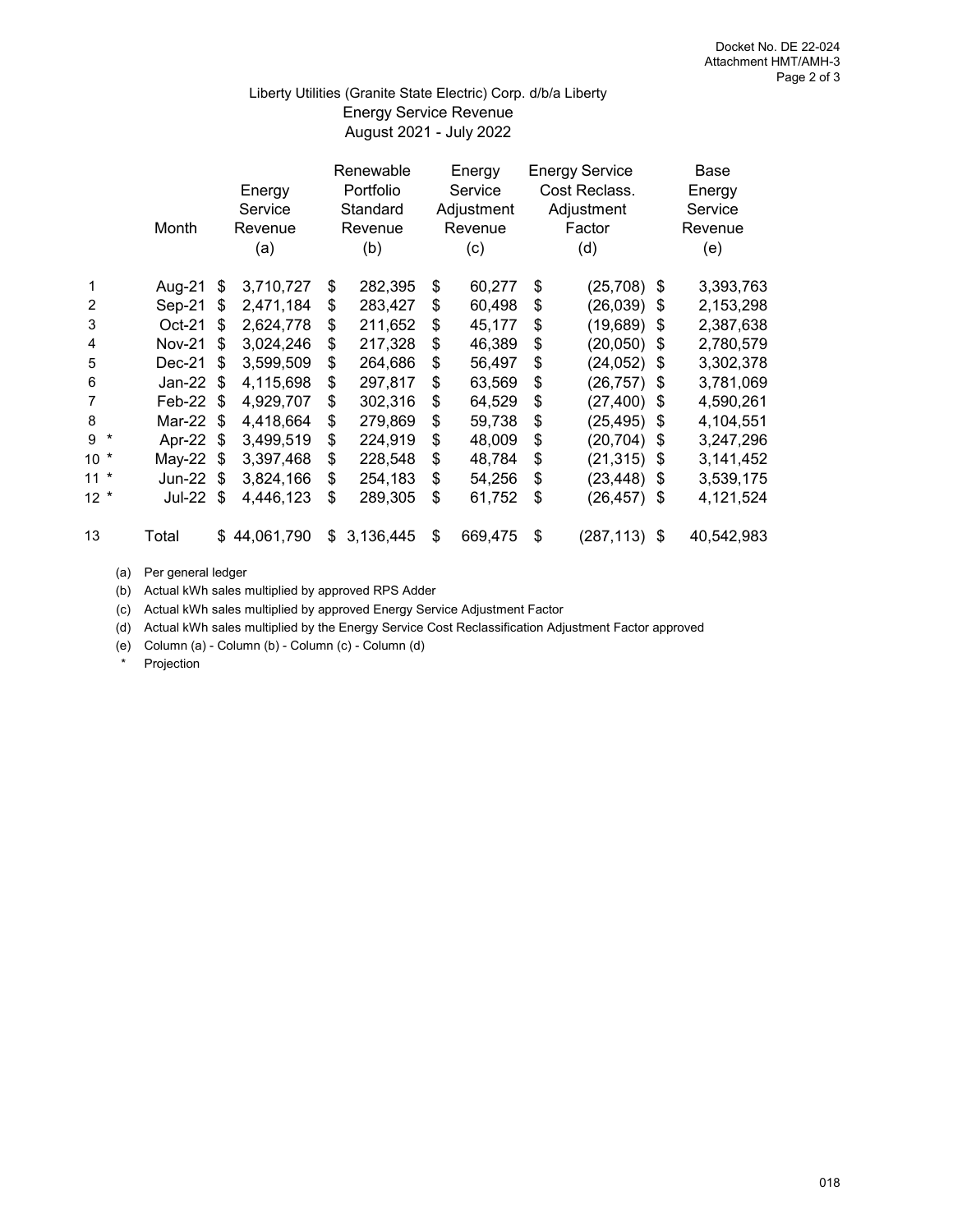Docket No. DE 22-024
Attachment HMT/AMH-3
Page 2 of 3

## Liberty Utilities (Granite State Electric) Corp. d/b/a Liberty
## Energy Service Revenue
## August 2021 - July 2022

| | Month | Energy Service Revenue (a) | Renewable Portfolio Standard Revenue (b) | Energy Service Adjustment Revenue (c) | Energy Service Cost Reclass. Adjustment Factor (d) | Base Energy Service Revenue (e) |
|---|---|---|---|---|---|---|
| 1 | Aug-21 | $ 3,710,727 | $ 282,395 | $ 60,277 | $ (25,708) | $ 3,393,763 |
| 2 | Sep-21 | $ 2,471,184 | $ 283,427 | $ 60,498 | $ (26,039) | $ 2,153,298 |
| 3 | Oct-21 | $ 2,624,778 | $ 211,652 | $ 45,177 | $ (19,689) | $ 2,387,638 |
| 4 | Nov-21 | $ 3,024,246 | $ 217,328 | $ 46,389 | $ (20,050) | $ 2,780,579 |
| 5 | Dec-21 | $ 3,599,509 | $ 264,686 | $ 56,497 | $ (24,052) | $ 3,302,378 |
| 6 | Jan-22 | $ 4,115,698 | $ 297,817 | $ 63,569 | $ (26,757) | $ 3,781,069 |
| 7 | Feb-22 | $ 4,929,707 | $ 302,316 | $ 64,529 | $ (27,400) | $ 4,590,261 |
| 8 | Mar-22 | $ 4,418,664 | $ 279,869 | $ 59,738 | $ (25,495) | $ 4,104,551 |
| 9 * | Apr-22 | $ 3,499,519 | $ 224,919 | $ 48,009 | $ (20,704) | $ 3,247,296 |
| 10 * | May-22 | $ 3,397,468 | $ 228,548 | $ 48,784 | $ (21,315) | $ 3,141,452 |
| 11 * | Jun-22 | $ 3,824,166 | $ 254,183 | $ 54,256 | $ (23,448) | $ 3,539,175 |
| 12 * | Jul-22 | $ 4,446,123 | $ 289,305 | $ 61,752 | $ (26,457) | $ 4,121,524 |
| 13 | Total | $ 44,061,790 | $ 3,136,445 | $ 669,475 | $ (287,113) | $ 40,542,983 |

(a) Per general ledger
(b) Actual kWh sales multiplied by approved RPS Adder
(c) Actual kWh sales multiplied by approved Energy Service Adjustment Factor
(d) Actual kWh sales multiplied by the Energy Service Cost Reclassification Adjustment Factor approved
(e) Column (a) - Column (b) - Column (c) - Column (d)
\* Projection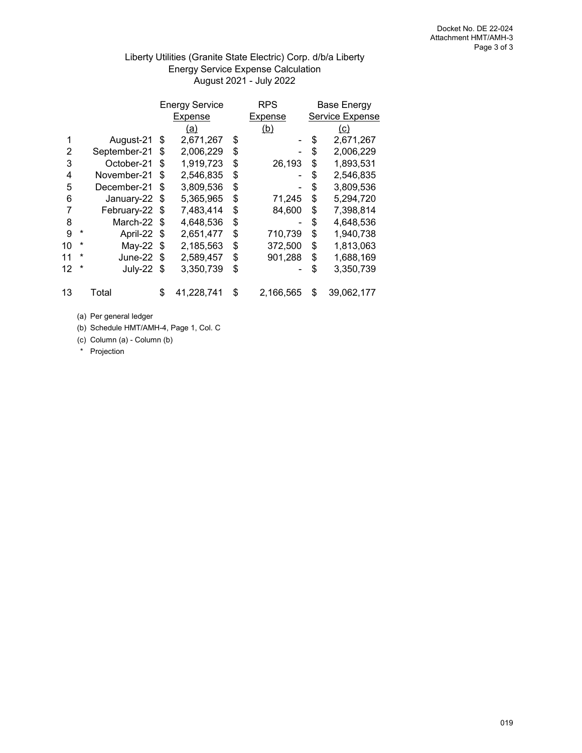Docket No. DE 22-024
Attachment HMT/AMH-3

Liberty Utilities (Granite State Electric) Corp. d/b/a Liberty
Energy Service Expense Calculation
August 2021 - July 2022

| | | | Energy Service Expense | RPS Expense | Base Energy Service Expense |
|---|---|---|---|---|---|
| | | | (a) | (b) | (c) |
| 1 | | August-21 | $ 2,671,267 | $ - | $ 2,671,267 |
| 2 | | September-21 | $ 2,006,229 | $ - | $ 2,006,229 |
| 3 | | October-21 | $ 1,919,723 | $ 26,193 | $ 1,893,531 |
| 4 | | November-21 | $ 2,546,835 | $ - | $ 2,546,835 |
| 5 | | December-21 | $ 3,809,536 | $ - | $ 3,809,536 |
| 6 | | January-22 | $ 5,365,965 | $ 71,245 | $ 5,294,720 |
| 7 | | February-22 | $ 7,483,414 | $ 84,600 | $ 7,398,814 |
| 8 | | March-22 | $ 4,648,536 | $ - | $ 4,648,536 |
| 9 | * | April-22 | $ 2,651,477 | $ 710,739 | $ 1,940,738 |
| 10 | * | May-22 | $ 2,185,563 | $ 372,500 | $ 1,813,063 |
| 11 | * | June-22 | $ 2,589,457 | $ 901,288 | $ 1,688,169 |
| 12 | * | July-22 | $ 3,350,739 | $ - | $ 3,350,739 |
| 13 | | Total | $ 41,228,741 | $ 2,166,565 | $ 39,062,177 |

(a) Per general ledger
(b) Schedule HMT/AMH-4, Page 1, Col. C
(c) Column (a) - Column (b)
\* Projection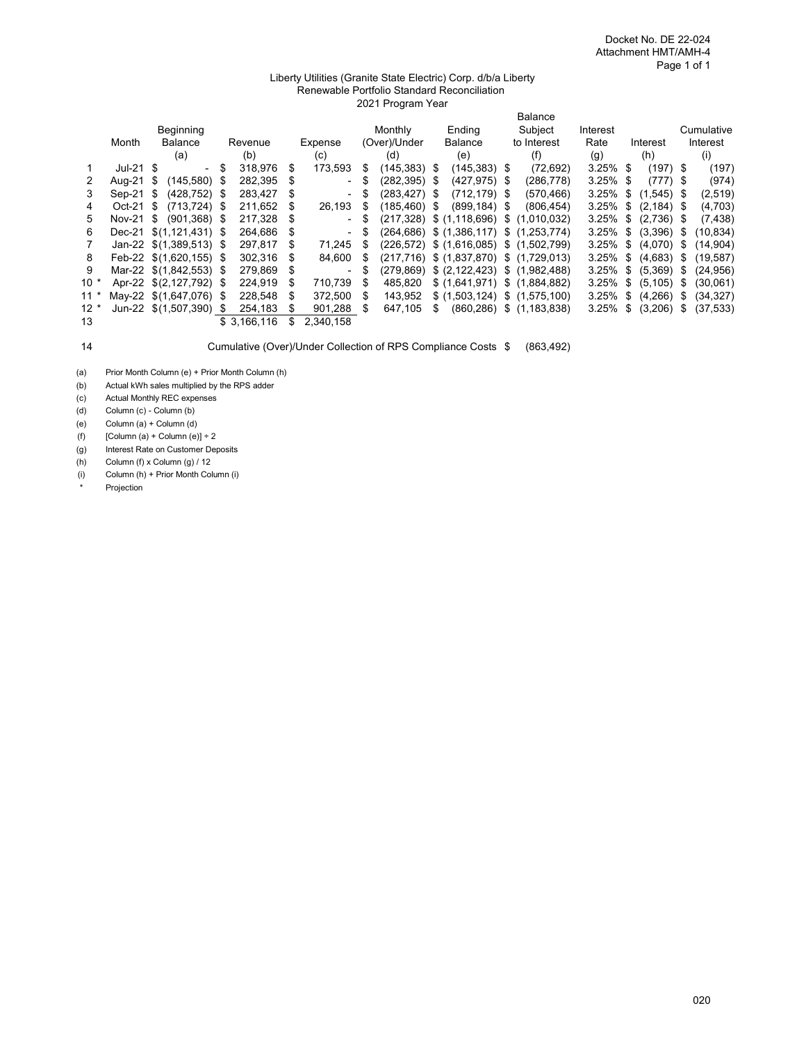Docket No. DE 22-024
Attachment HMT/AMH-4

Liberty Utilities (Granite State Electric) Corp. d/b/a Liberty
Renewable Portfolio Standard Reconciliation
2021 Program Year

| | Month | Beginning Balance (a) | Revenue (b) | Expense (c) | Monthly (Over)/Under (d) | Ending Balance (e) | Balance Subject to Interest (f) | Interest Rate (g) | Interest (h) | Cumulative Interest (i) |
|---|---|---|---|---|---|---|---|---|---|---|
| 1 | Jul-21 | $ - | $ 318,976 | $ 173,593 | $ (145,383) | $ (145,383) | $ (72,692) | 3.25% | $ (197) | $ (197) |
| 2 | Aug-21 | $ (145,580) | $ 282,395 | $ - | $ (282,395) | $ (427,975) | $ (286,778) | 3.25% | $ (777) | $ (974) |
| 3 | Sep-21 | $ (428,752) | $ 283,427 | $ - | $ (283,427) | $ (712,179) | $ (570,466) | 3.25% | $ (1,545) | $ (2,519) |
| 4 | Oct-21 | $ (713,724) | $ 211,652 | $ 26,193 | $ (185,460) | $ (899,184) | $ (806,454) | 3.25% | $ (2,184) | $ (4,703) |
| 5 | Nov-21 | $ (901,368) | $ 217,328 | $ - | $ (217,328) | $ (1,118,696) | $ (1,010,032) | 3.25% | $ (2,736) | $ (7,438) |
| 6 | Dec-21 | $(1,121,431) | $ 264,686 | $ - | $ (264,686) | $ (1,386,117) | $ (1,253,774) | 3.25% | $ (3,396) | $ (10,834) |
| 7 | Jan-22 | $(1,389,513) | $ 297,817 | $ 71,245 | $ (226,572) | $ (1,616,085) | $ (1,502,799) | 3.25% | $ (4,070) | $ (14,904) |
| 8 | Feb-22 | $(1,620,155) | $ 302,316 | $ 84,600 | $ (217,716) | $ (1,837,870) | $ (1,729,013) | 3.25% | $ (4,683) | $ (19,587) |
| 9 | Mar-22 | $(1,842,553) | $ 279,869 | $ - | $ (279,869) | $ (2,122,423) | $ (1,982,488) | 3.25% | $ (5,369) | $ (24,956) |
| 10 * | Apr-22 | $(2,127,792) | $ 224,919 | $ 710,739 | $ 485,820 | $ (1,641,971) | $ (1,884,882) | 3.25% | $ (5,105) | $ (30,061) |
| 11 * | May-22 | $(1,647,076) | $ 228,548 | $ 372,500 | $ 143,952 | $ (1,503,124) | $ (1,575,100) | 3.25% | $ (4,266) | $ (34,327) |
| 12 * | Jun-22 | $(1,507,390) | $ 254,183 | $ 901,288 | $ 647,105 | $ (860,286) | $ (1,183,838) | 3.25% | $ (3,206) | $ (37,533) |
| 13 | | | $ 3,166,116 | $ 2,340,158 | | | | | | |

14 Cumulative (Over)/Under Collection of RPS Compliance Costs $ (863,492)

(a) Prior Month Column (e) + Prior Month Column (h)
(b) Actual kWh sales multiplied by the RPS adder
(c) Actual Monthly REC expenses
(d) Column (c) - Column (b)
(e) Column (a) + Column (d)
(f) [Column (a) + Column (e)] ÷ 2
(g) Interest Rate on Customer Deposits
(h) Column (f) x Column (g) / 12
(i) Column (h) + Prior Month Column (i)
\* Projection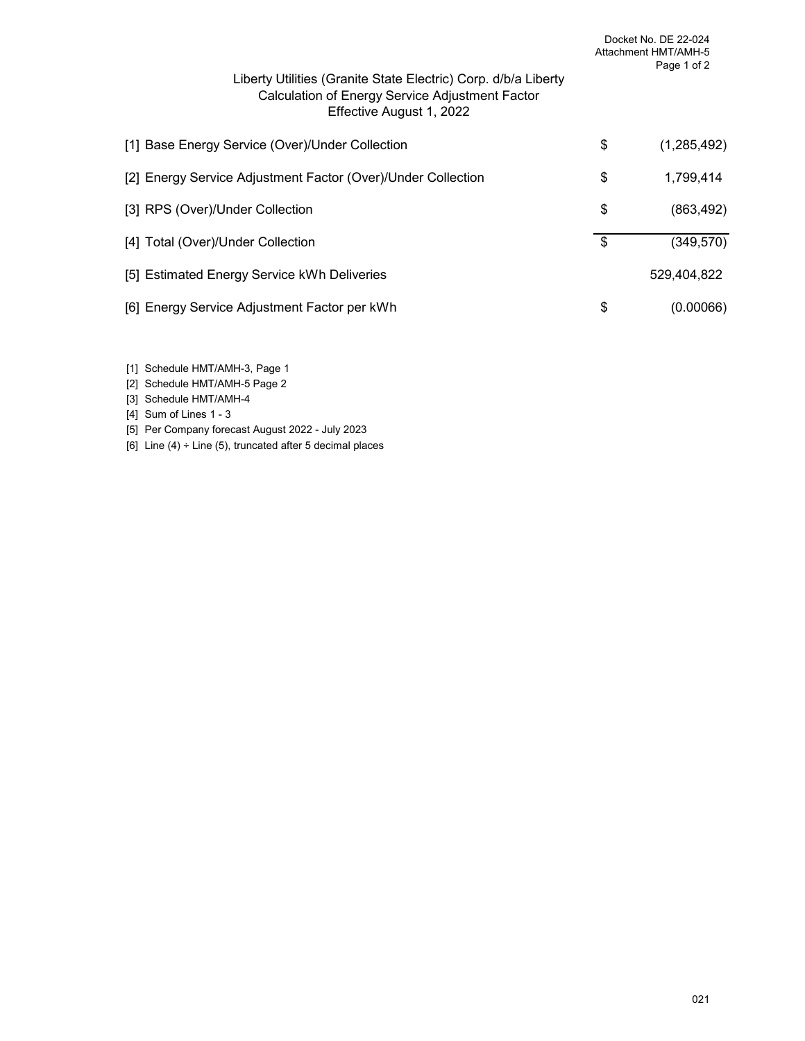Docket No. DE 22-024
Attachment HMT/AMH-5
Page 1 of 2

# Liberty Utilities (Granite State Electric) Corp. d/b/a Liberty
## Calculation of Energy Service Adjustment Factor
### Effective August 1, 2022

| | | |
|---|---|---|
| [1] Base Energy Service (Over)/Under Collection | $ | (1,285,492) |
| [2] Energy Service Adjustment Factor (Over)/Under Collection | $ | 1,799,414 |
| [3] RPS (Over)/Under Collection | $ | (863,492) |
| [4] Total (Over)/Under Collection | $ | (349,570) |
| [5] Estimated Energy Service kWh Deliveries | | 529,404,822 |
| [6] Energy Service Adjustment Factor per kWh | $ | (0.00066) |

[1] Schedule HMT/AMH-3, Page 1
[2] Schedule HMT/AMH-5 Page 2
[3] Schedule HMT/AMH-4
[4] Sum of Lines 1 - 3
[5] Per Company forecast August 2022 - July 2023
[6] Line (4) ÷ Line (5), truncated after 5 decimal places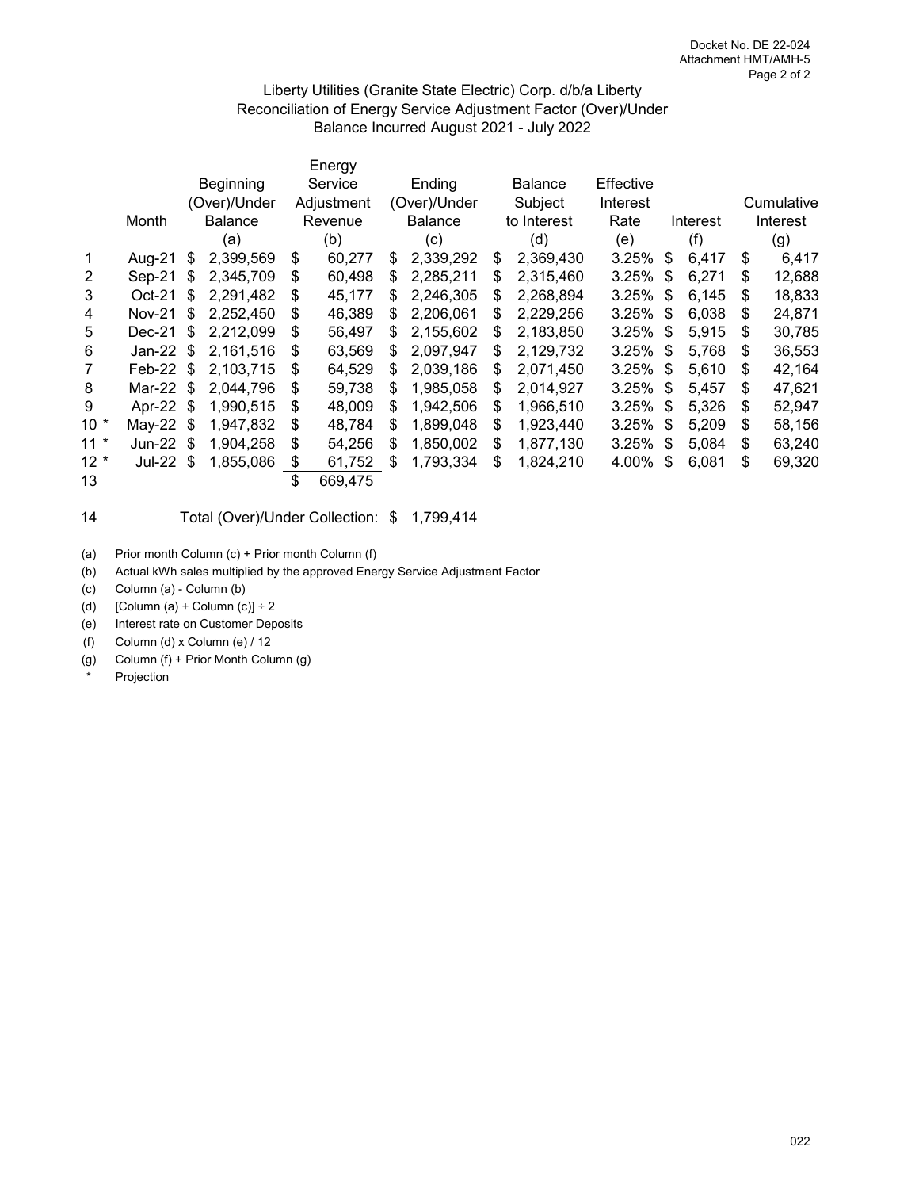Docket No. DE 22-024
Attachment HMT/AMH-5
Page 2 of 2

Liberty Utilities (Granite State Electric) Corp. d/b/a Liberty
Reconciliation of Energy Service Adjustment Factor (Over)/Under
Balance Incurred August 2021 - July 2022

| | Month | Beginning (Over)/Under Balance | Energy Service Adjustment Revenue | Ending (Over)/Under Balance | Balance Subject to Interest | Effective Interest Rate | Interest | Cumulative Interest |
|---|---|---|---|---|---|---|---|---|
| | | (a) | (b) | (c) | (d) | (e) | (f) | (g) |
| 1 | Aug-21 | $ 2,399,569 | $ 60,277 | $ 2,339,292 | $ 2,369,430 | 3.25% | $ 6,417 | $ 6,417 |
| 2 | Sep-21 | $ 2,345,709 | $ 60,498 | $ 2,285,211 | $ 2,315,460 | 3.25% | $ 6,271 | $ 12,688 |
| 3 | Oct-21 | $ 2,291,482 | $ 45,177 | $ 2,246,305 | $ 2,268,894 | 3.25% | $ 6,145 | $ 18,833 |
| 4 | Nov-21 | $ 2,252,450 | $ 46,389 | $ 2,206,061 | $ 2,229,256 | 3.25% | $ 6,038 | $ 24,871 |
| 5 | Dec-21 | $ 2,212,099 | $ 56,497 | $ 2,155,602 | $ 2,183,850 | 3.25% | $ 5,915 | $ 30,785 |
| 6 | Jan-22 | $ 2,161,516 | $ 63,569 | $ 2,097,947 | $ 2,129,732 | 3.25% | $ 5,768 | $ 36,553 |
| 7 | Feb-22 | $ 2,103,715 | $ 64,529 | $ 2,039,186 | $ 2,071,450 | 3.25% | $ 5,610 | $ 42,164 |
| 8 | Mar-22 | $ 2,044,796 | $ 59,738 | $ 1,985,058 | $ 2,014,927 | 3.25% | $ 5,457 | $ 47,621 |
| 9 | Apr-22 | $ 1,990,515 | $ 48,009 | $ 1,942,506 | $ 1,966,510 | 3.25% | $ 5,326 | $ 52,947 |
| 10 * | May-22 | $ 1,947,832 | $ 48,784 | $ 1,899,048 | $ 1,923,440 | 3.25% | $ 5,209 | $ 58,156 |
| 11 * | Jun-22 | $ 1,904,258 | $ 54,256 | $ 1,850,002 | $ 1,877,130 | 3.25% | $ 5,084 | $ 63,240 |
| 12 * | Jul-22 | $ 1,855,086 | $ 61,752 | $ 1,793,334 | $ 1,824,210 | 4.00% | $ 6,081 | $ 69,320 |
| 13 | | | $ 669,475 | | | | | |

14 Total (Over)/Under Collection: $ 1,799,414

(a) Prior month Column (c) + Prior month Column (f)
(b) Actual kWh sales multiplied by the approved Energy Service Adjustment Factor
(c) Column (a) - Column (b)
(d) [Column (a) + Column (c)] ÷ 2
(e) Interest rate on Customer Deposits
(f) Column (d) x Column (e) / 12
(g) Column (f) + Prior Month Column (g)
\* Projection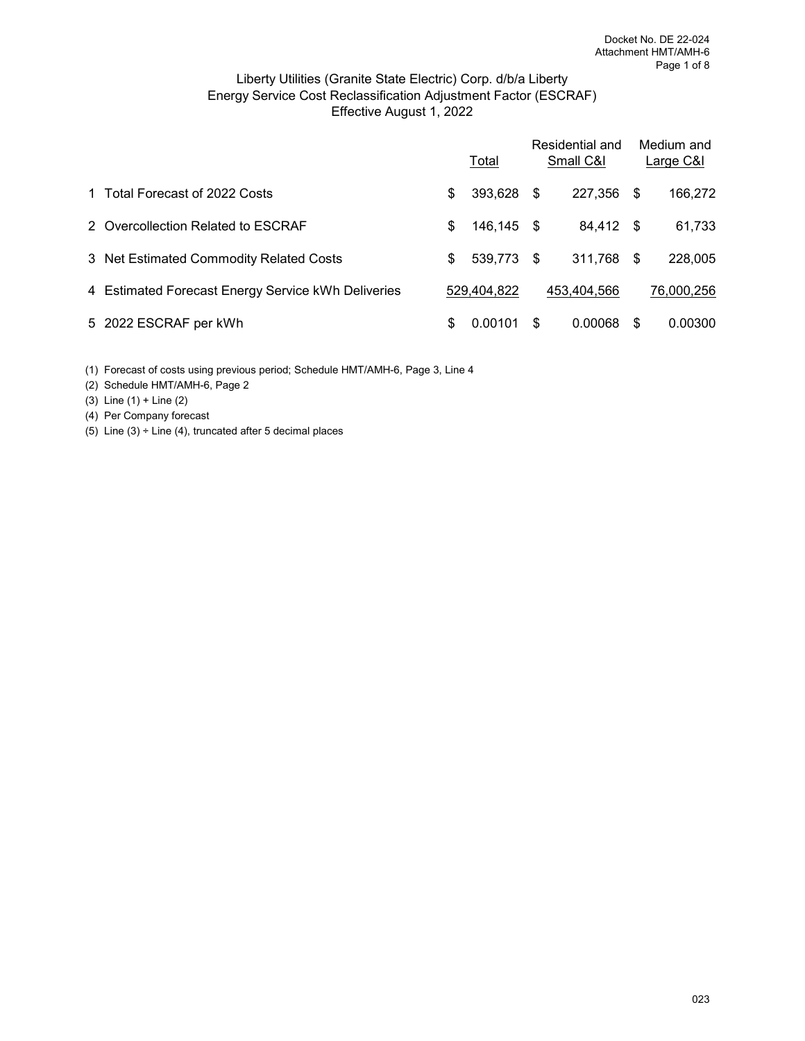Liberty Utilities (Granite State Electric) Corp. d/b/a Liberty
Energy Service Cost Reclassification Adjustment Factor (ESCRAF)
Effective August 1, 2022

| | | Total | Residential and Small C&I | Medium and Large C&I |
|---|---|---|---|---|
| 1 | Total Forecast of 2022 Costs | $ 393,628 | $ 227,356 | $ 166,272 |
| 2 | Overcollection Related to ESCRAF | $ 146,145 | $ 84,412 | $ 61,733 |
| 3 | Net Estimated Commodity Related Costs | $ 539,773 | $ 311,768 | $ 228,005 |
| 4 | Estimated Forecast Energy Service kWh Deliveries | 529,404,822 | 453,404,566 | 76,000,256 |
| 5 | 2022 ESCRAF per kWh | $ 0.00101 | $ 0.00068 | $ 0.00300 |

(1) Forecast of costs using previous period; Schedule HMT/AMH-6, Page 3, Line 4
(2) Schedule HMT/AMH-6, Page 2
(3) Line (1) + Line (2)
(4) Per Company forecast
(5) Line (3) ÷ Line (4), truncated after 5 decimal places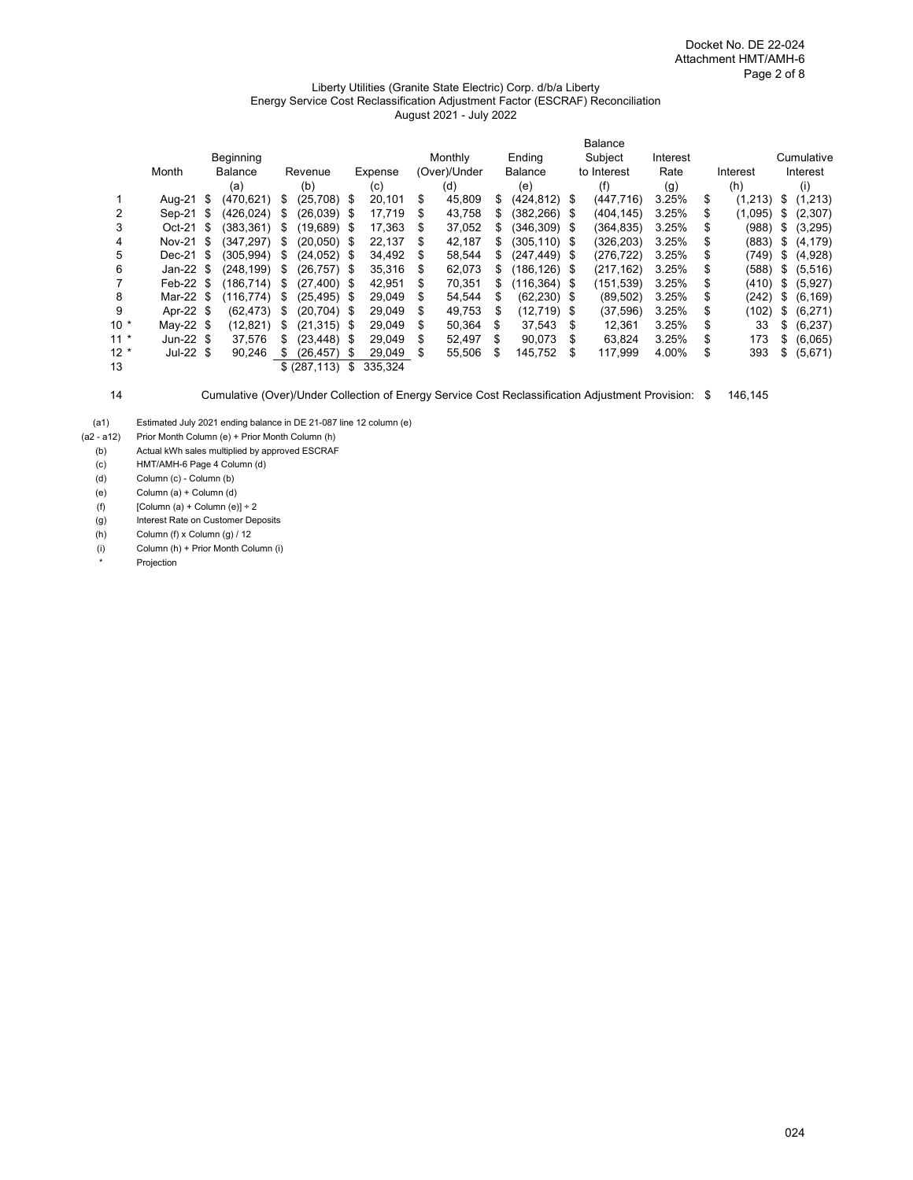Docket No. DE 22-024
Attachment HMT/AMH-6

Liberty Utilities (Granite State Electric) Corp. d/b/a Liberty
Energy Service Cost Reclassification Adjustment Factor (ESCRAF) Reconciliation
August 2021 - July 2022

| | Month | Beginning Balance | Revenue | Expense | Monthly (Over)/Under | Ending Balance | Balance Subject to Interest | Interest Rate | Interest | Cumulative Interest |
|---|---|---|---|---|---|---|---|---|---|---|
| | | (a) | (b) | (c) | (d) | (e) | (f) | (g) | (h) | (i) |
| 1 | Aug-21 | $ (470,621) | $ (25,708) | $ 20,101 | $ 45,809 | $ (424,812) | $ (447,716) | 3.25% | $ (1,213) | $ (1,213) |
| 2 | Sep-21 | $ (426,024) | $ (26,039) | $ 17,719 | $ 43,758 | $ (382,266) | $ (404,145) | 3.25% | $ (1,095) | $ (2,307) |
| 3 | Oct-21 | $ (383,361) | $ (19,689) | $ 17,363 | $ 37,052 | $ (346,309) | $ (364,835) | 3.25% | $ (988) | $ (3,295) |
| 4 | Nov-21 | $ (347,297) | $ (20,050) | $ 22,137 | $ 42,187 | $ (305,110) | $ (326,203) | 3.25% | $ (883) | $ (4,179) |
| 5 | Dec-21 | $ (305,994) | $ (24,052) | $ 34,492 | $ 58,544 | $ (247,449) | $ (276,722) | 3.25% | $ (749) | $ (4,928) |
| 6 | Jan-22 | $ (248,199) | $ (26,757) | $ 35,316 | $ 62,073 | $ (186,126) | $ (217,162) | 3.25% | $ (588) | $ (5,516) |
| 7 | Feb-22 | $ (186,714) | $ (27,400) | $ 42,951 | $ 70,351 | $ (116,364) | $ (151,539) | 3.25% | $ (410) | $ (5,927) |
| 8 | Mar-22 | $ (116,774) | $ (25,495) | $ 29,049 | $ 54,544 | $ (62,230) | $ (89,502) | 3.25% | $ (242) | $ (6,169) |
| 9 | Apr-22 | $ (62,473) | $ (20,704) | $ 29,049 | $ 49,753 | $ (12,719) | $ (37,596) | 3.25% | $ (102) | $ (6,271) |
| 10 * | May-22 | $ (12,821) | $ (21,315) | $ 29,049 | $ 50,364 | $ 37,543 | $ 12,361 | 3.25% | $ 33 | $ (6,237) |
| 11 * | Jun-22 | $ 37,576 | $ (23,448) | $ 29,049 | $ 52,497 | $ 90,073 | $ 63,824 | 3.25% | $ 173 | $ (6,065) |
| 12 * | Jul-22 | $ 90,246 | $ (26,457) | $ 29,049 | $ 55,506 | $ 145,752 | $ 117,999 | 4.00% | $ 393 | $ (5,671) |
| 13 | | | $ (287,113) | $ 335,324 | | | | | | |

14 Cumulative (Over)/Under Collection of Energy Service Cost Reclassification Adjustment Provision: $ 146,145

(a1) Estimated July 2021 ending balance in DE 21-087 line 12 column (e)
(a2 - a12) Prior Month Column (e) + Prior Month Column (h)
(b) Actual kWh sales multiplied by approved ESCRAF
(c) HMT/AMH-6 Page 4 Column (d)
(d) Column (c) - Column (b)
(e) Column (a) + Column (d)
(f) [Column (a) + Column (e)] ÷ 2
(g) Interest Rate on Customer Deposits
(h) Column (f) x Column (g) / 12
(i) Column (h) + Prior Month Column (i)
\* Projection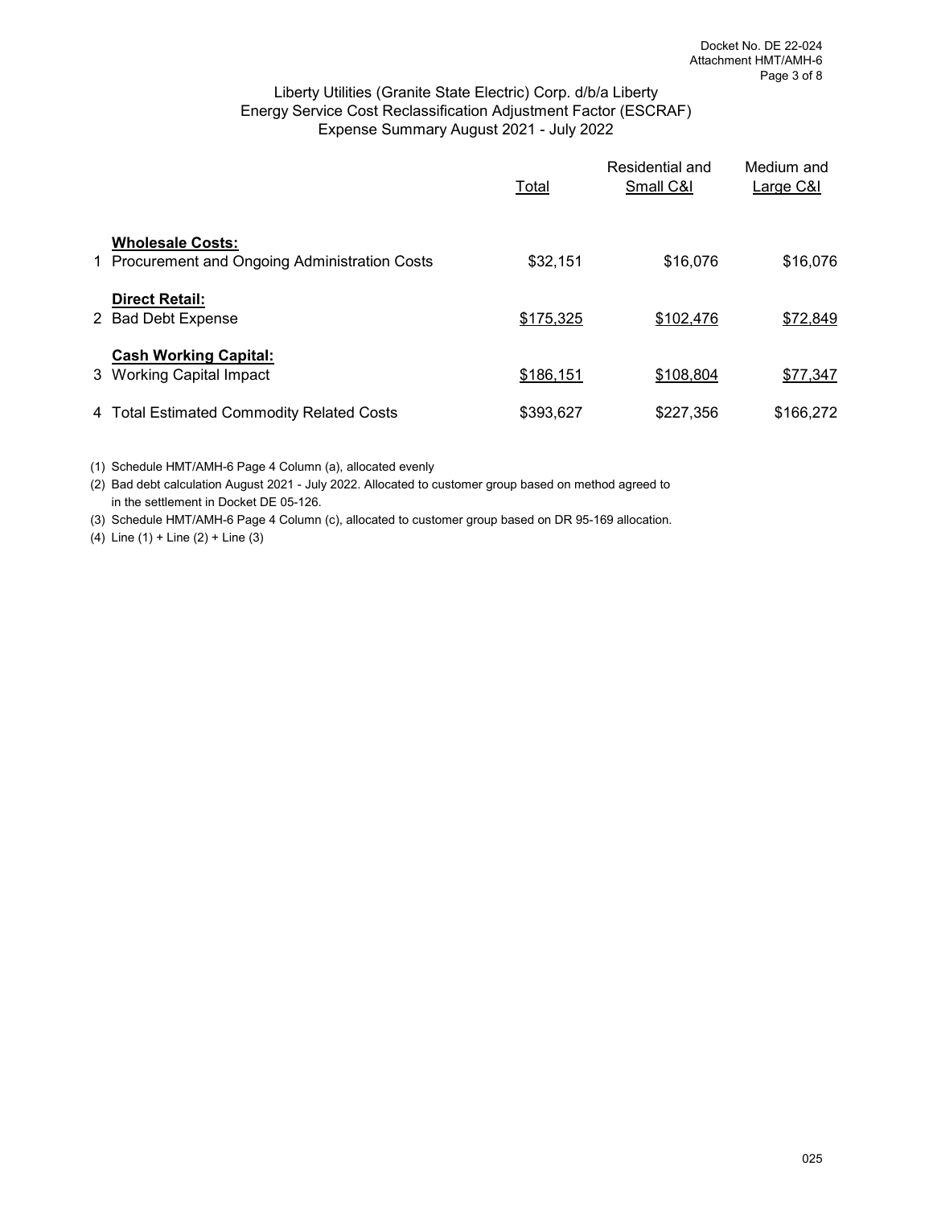Docket No. DE 22-024
Attachment HMT/AMH-6

## Liberty Utilities (Granite State Electric) Corp. d/b/a Liberty
## Energy Service Cost Reclassification Adjustment Factor (ESCRAF)
## Expense Summary August 2021 - July 2022

| | | Total | Residential and Small C&I | Medium and Large C&I |
|---|---|---|---|---|
| | **Wholesale Costs:** | | | |
| 1 | Procurement and Ongoing Administration Costs | $32,151 | $16,076 | $16,076 |
| | **Direct Retail:** | | | |
| 2 | Bad Debt Expense | $175,325 | $102,476 | $72,849 |
| | **Cash Working Capital:** | | | |
| 3 | Working Capital Impact | $186,151 | $108,804 | $77,347 |
| 4 | Total Estimated Commodity Related Costs | $393,627 | $227,356 | $166,272 |

(1) Schedule HMT/AMH-6 Page 4 Column (a), allocated evenly

(2) Bad debt calculation August 2021 - July 2022. Allocated to customer group based on method agreed to in the settlement in Docket DE 05-126.

(3) Schedule HMT/AMH-6 Page 4 Column (c), allocated to customer group based on DR 95-169 allocation.

(4) Line (1) + Line (2) + Line (3)

025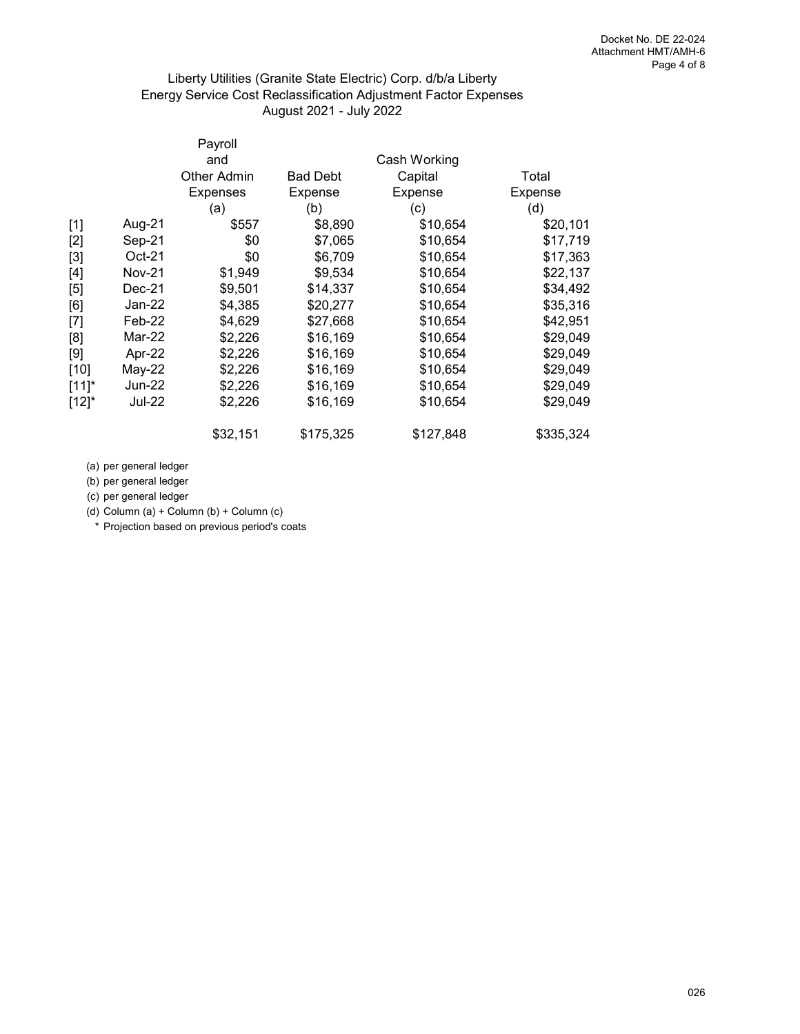Docket No. DE 22-024
Attachment HMT/AMH-6

## Liberty Utilities (Granite State Electric) Corp. d/b/a Liberty
## Energy Service Cost Reclassification Adjustment Factor Expenses
## August 2021 - July 2022

| | | Payroll and Other Admin Expenses (a) | Bad Debt Expense (b) | Cash Working Capital Expense (c) | Total Expense (d) |
|---|---|---|---|---|---|
| [1] | Aug-21 | $557 | $8,890 | $10,654 | $20,101 |
| [2] | Sep-21 | $0 | $7,065 | $10,654 | $17,719 |
| [3] | Oct-21 | $0 | $6,709 | $10,654 | $17,363 |
| [4] | Nov-21 | $1,949 | $9,534 | $10,654 | $22,137 |
| [5] | Dec-21 | $9,501 | $14,337 | $10,654 | $34,492 |
| [6] | Jan-22 | $4,385 | $20,277 | $10,654 | $35,316 |
| [7] | Feb-22 | $4,629 | $27,668 | $10,654 | $42,951 |
| [8] | Mar-22 | $2,226 | $16,169 | $10,654 | $29,049 |
| [9] | Apr-22 | $2,226 | $16,169 | $10,654 | $29,049 |
| [10] | May-22 | $2,226 | $16,169 | $10,654 | $29,049 |
| [11]* | Jun-22 | $2,226 | $16,169 | $10,654 | $29,049 |
| [12]* | Jul-22 | $2,226 | $16,169 | $10,654 | $29,049 |
| | | $32,151 | $175,325 | $127,848 | $335,324 |

(a) per general ledger
(b) per general ledger
(c) per general ledger
(d) Column (a) + Column (b) + Column (c)
\* Projection based on previous period's coats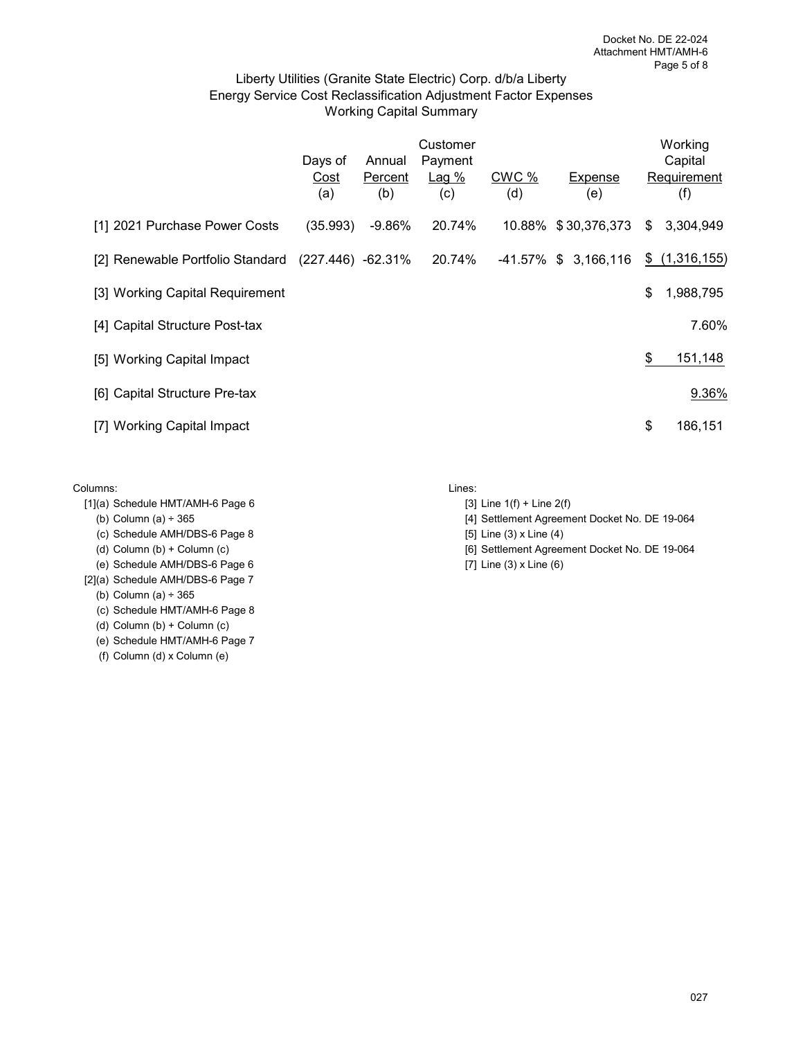Docket No. DE 22-024
Attachment HMT/AMH-6

# Liberty Utilities (Granite State Electric) Corp. d/b/a Liberty
## Energy Service Cost Reclassification Adjustment Factor Expenses
## Working Capital Summary

| | Days of Cost (a) | Annual Percent (b) | Customer Payment Lag % (c) | CWC % (d) | Expense (e) | Working Capital Requirement (f) |
|---|---|---|---|---|---|---|
| [1] 2021 Purchase Power Costs | (35.993) | -9.86% | 20.74% | 10.88% | $ 30,376,373 | $ 3,304,949 |
| [2] Renewable Portfolio Standard | (227.446) | -62.31% | 20.74% | -41.57% | $ 3,166,116 | $ (1,316,155) |
| [3] Working Capital Requirement | | | | | | $ 1,988,795 |
| [4] Capital Structure Post-tax | | | | | | 7.60% |
| [5] Working Capital Impact | | | | | | $ 151,148 |
| [6] Capital Structure Pre-tax | | | | | | 9.36% |
| [7] Working Capital Impact | | | | | | $ 186,151 |

Columns:
- [1](a) Schedule HMT/AMH-6 Page 6
  - (b) Column (a) ÷ 365
  - (c) Schedule AMH/DBS-6 Page 8
  - (d) Column (b) + Column (c)
  - (e) Schedule AMH/DBS-6 Page 6
- [2](a) Schedule AMH/DBS-6 Page 7
  - (b) Column (a) ÷ 365
  - (c) Schedule HMT/AMH-6 Page 8
  - (d) Column (b) + Column (c)
  - (e) Schedule HMT/AMH-6 Page 7
  - (f) Column (d) x Column (e)

Lines:
- [3] Line 1(f) + Line 2(f)
- [4] Settlement Agreement Docket No. DE 19-064
- [5] Line (3) x Line (4)
- [6] Settlement Agreement Docket No. DE 19-064
- [7] Line (3) x Line (6)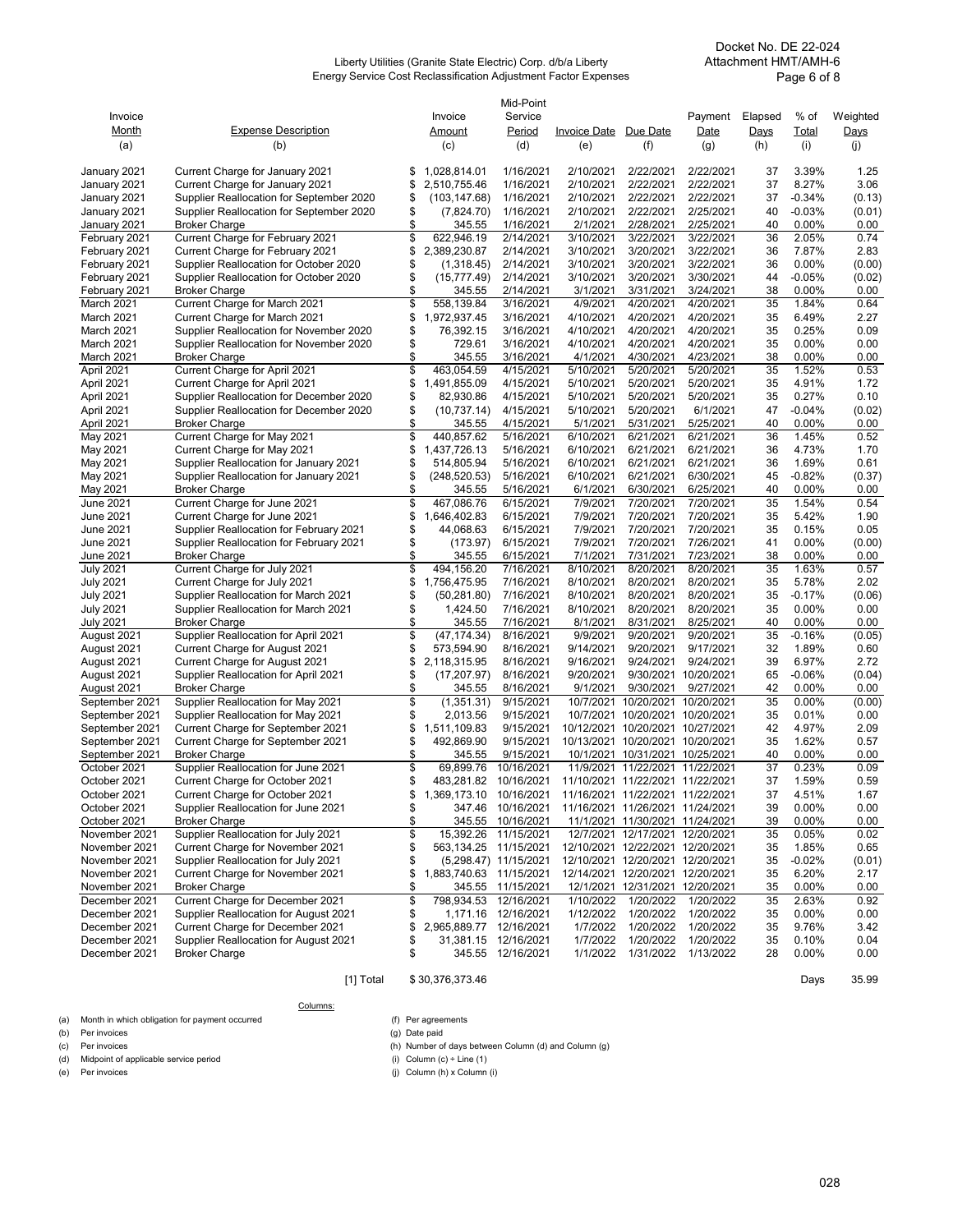Docket No. DE 22-024
Attachment HMT/AMH-6

Liberty Utilities (Granite State Electric) Corp. d/b/a Liberty
Energy Service Cost Reclassification Adjustment Factor Expenses

| Invoice Month | Expense Description | Invoice Amount | Mid-Point Service Period | Invoice Date | Due Date | Payment Date | Elapsed Days | % of Total | Weighted Days |
|---|---|---|---|---|---|---|---|---|---|
| (a) | (b) | (c) | (d) | (e) | (f) | (g) | (h) | (i) | (j) |
| January 2021 | Current Charge for January 2021 | $ 1,028,814.01 | 1/16/2021 | 2/10/2021 | 2/22/2021 | 2/22/2021 | 37 | 3.39% | 1.25 |
| January 2021 | Current Charge for January 2021 | $ 2,510,755.46 | 1/16/2021 | 2/10/2021 | 2/22/2021 | 2/22/2021 | 37 | 8.27% | 3.06 |
| January 2021 | Supplier Reallocation for September 2020 | $ (103,147.68) | 1/16/2021 | 2/10/2021 | 2/22/2021 | 2/22/2021 | 37 | -0.34% | (0.13) |
| January 2021 | Supplier Reallocation for September 2020 | $ (7,824.70) | 1/16/2021 | 2/10/2021 | 2/22/2021 | 2/25/2021 | 40 | -0.03% | (0.01) |
| January 2021 | Broker Charge | $ 345.55 | 1/16/2021 | 2/1/2021 | 2/28/2021 | 2/25/2021 | 40 | 0.00% | 0.00 |
| February 2021 | Current Charge for February 2021 | $ 622,946.19 | 2/14/2021 | 3/10/2021 | 3/22/2021 | 3/22/2021 | 36 | 2.05% | 0.74 |
| February 2021 | Current Charge for February 2021 | $ 2,389,230.87 | 2/14/2021 | 3/10/2021 | 3/20/2021 | 3/22/2021 | 36 | 7.87% | 2.83 |
| February 2021 | Supplier Reallocation for October 2020 | $ (1,318.45) | 2/14/2021 | 3/10/2021 | 3/20/2021 | 3/22/2021 | 36 | 0.00% | (0.00) |
| February 2021 | Supplier Reallocation for October 2020 | $ (15,777.49) | 2/14/2021 | 3/10/2021 | 3/20/2021 | 3/30/2021 | 44 | -0.05% | (0.02) |
| February 2021 | Broker Charge | $ 345.55 | 2/14/2021 | 3/1/2021 | 3/31/2021 | 3/24/2021 | 38 | 0.00% | 0.00 |
| March 2021 | Current Charge for March 2021 | $ 558,139.84 | 3/16/2021 | 4/9/2021 | 4/20/2021 | 4/20/2021 | 35 | 1.84% | 0.64 |
| March 2021 | Current Charge for March 2021 | $ 1,972,937.45 | 3/16/2021 | 4/10/2021 | 4/20/2021 | 4/20/2021 | 35 | 6.49% | 2.27 |
| March 2021 | Supplier Reallocation for November 2020 | $ 76,392.15 | 3/16/2021 | 4/10/2021 | 4/20/2021 | 4/20/2021 | 35 | 0.25% | 0.09 |
| March 2021 | Supplier Reallocation for November 2020 | $ 729.61 | 3/16/2021 | 4/10/2021 | 4/20/2021 | 4/20/2021 | 35 | 0.00% | 0.00 |
| March 2021 | Broker Charge | $ 345.55 | 3/16/2021 | 4/1/2021 | 4/30/2021 | 4/23/2021 | 38 | 0.00% | 0.00 |
| April 2021 | Current Charge for April 2021 | $ 463,054.59 | 4/15/2021 | 5/10/2021 | 5/20/2021 | 5/20/2021 | 35 | 1.52% | 0.53 |
| April 2021 | Current Charge for April 2021 | $ 1,491,855.09 | 4/15/2021 | 5/10/2021 | 5/20/2021 | 5/20/2021 | 35 | 4.91% | 1.72 |
| April 2021 | Supplier Reallocation for December 2020 | $ 82,930.86 | 4/15/2021 | 5/10/2021 | 5/20/2021 | 5/20/2021 | 35 | 0.27% | 0.10 |
| April 2021 | Supplier Reallocation for December 2020 | $ (10,737.14) | 4/15/2021 | 5/10/2021 | 5/20/2021 | 6/1/2021 | 47 | -0.04% | (0.02) |
| April 2021 | Broker Charge | $ 345.55 | 4/15/2021 | 5/1/2021 | 5/31/2021 | 5/25/2021 | 40 | 0.00% | 0.00 |
| May 2021 | Current Charge for May 2021 | $ 440,857.62 | 5/16/2021 | 6/10/2021 | 6/21/2021 | 6/21/2021 | 36 | 1.45% | 0.52 |
| May 2021 | Current Charge for May 2021 | $ 1,437,726.13 | 5/16/2021 | 6/10/2021 | 6/21/2021 | 6/21/2021 | 36 | 4.73% | 1.70 |
| May 2021 | Supplier Reallocation for January 2021 | $ 514,805.94 | 5/16/2021 | 6/10/2021 | 6/21/2021 | 6/21/2021 | 36 | 1.69% | 0.61 |
| May 2021 | Supplier Reallocation for January 2021 | $ (248,520.53) | 5/16/2021 | 6/10/2021 | 6/21/2021 | 6/30/2021 | 45 | -0.82% | (0.37) |
| May 2021 | Broker Charge | $ 345.55 | 5/16/2021 | 6/1/2021 | 6/30/2021 | 6/25/2021 | 40 | 0.00% | 0.00 |
| June 2021 | Current Charge for June 2021 | $ 467,086.76 | 6/15/2021 | 7/9/2021 | 7/20/2021 | 7/20/2021 | 35 | 1.54% | 0.54 |
| June 2021 | Current Charge for June 2021 | $ 1,646,402.83 | 6/15/2021 | 7/9/2021 | 7/20/2021 | 7/20/2021 | 35 | 5.42% | 1.90 |
| June 2021 | Supplier Reallocation for February 2021 | $ 44,068.63 | 6/15/2021 | 7/9/2021 | 7/20/2021 | 7/20/2021 | 35 | 0.15% | 0.05 |
| June 2021 | Supplier Reallocation for February 2021 | $ (173.97) | 6/15/2021 | 7/9/2021 | 7/20/2021 | 7/26/2021 | 41 | 0.00% | (0.00) |
| June 2021 | Broker Charge | $ 345.55 | 6/15/2021 | 7/1/2021 | 7/31/2021 | 7/23/2021 | 38 | 0.00% | 0.00 |
| July 2021 | Current Charge for July 2021 | $ 494,156.20 | 7/16/2021 | 8/10/2021 | 8/20/2021 | 8/20/2021 | 35 | 1.63% | 0.57 |
| July 2021 | Current Charge for July 2021 | $ 1,756,475.95 | 7/16/2021 | 8/10/2021 | 8/20/2021 | 8/20/2021 | 35 | 5.78% | 2.02 |
| July 2021 | Supplier Reallocation for March 2021 | $ (50,281.80) | 7/16/2021 | 8/10/2021 | 8/20/2021 | 8/20/2021 | 35 | -0.17% | (0.06) |
| July 2021 | Supplier Reallocation for March 2021 | $ 1,424.50 | 7/16/2021 | 8/10/2021 | 8/20/2021 | 8/20/2021 | 35 | 0.00% | 0.00 |
| July 2021 | Broker Charge | $ 345.55 | 7/16/2021 | 8/1/2021 | 8/31/2021 | 8/25/2021 | 40 | 0.00% | 0.00 |
| August 2021 | Supplier Reallocation for April 2021 | $ (47,174.34) | 8/16/2021 | 9/9/2021 | 9/20/2021 | 9/20/2021 | 35 | -0.16% | (0.05) |
| August 2021 | Current Charge for August 2021 | $ 573,594.90 | 8/16/2021 | 9/14/2021 | 9/20/2021 | 9/17/2021 | 32 | 1.89% | 0.60 |
| August 2021 | Current Charge for August 2021 | $ 2,118,315.95 | 8/16/2021 | 9/16/2021 | 9/24/2021 | 9/24/2021 | 39 | 6.97% | 2.72 |
| August 2021 | Supplier Reallocation for April 2021 | $ (17,207.97) | 8/16/2021 | 9/20/2021 | 9/30/2021 | 10/20/2021 | 65 | -0.06% | (0.04) |
| August 2021 | Broker Charge | $ 345.55 | 8/16/2021 | 9/1/2021 | 9/30/2021 | 9/27/2021 | 42 | 0.00% | 0.00 |
| September 2021 | Supplier Reallocation for May 2021 | $ (1,351.31) | 9/15/2021 | 10/7/2021 | 10/20/2021 | 10/20/2021 | 35 | 0.00% | (0.00) |
| September 2021 | Supplier Reallocation for May 2021 | $ 2,013.56 | 9/15/2021 | 10/7/2021 | 10/20/2021 | 10/20/2021 | 35 | 0.01% | 0.00 |
| September 2021 | Current Charge for September 2021 | $ 1,511,109.83 | 9/15/2021 | 10/12/2021 | 10/20/2021 | 10/27/2021 | 42 | 4.97% | 2.09 |
| September 2021 | Current Charge for September 2021 | $ 492,869.90 | 9/15/2021 | 10/13/2021 | 10/20/2021 | 10/20/2021 | 35 | 1.62% | 0.57 |
| September 2021 | Broker Charge | $ 345.55 | 9/15/2021 | 10/1/2021 | 10/31/2021 | 10/25/2021 | 40 | 0.00% | 0.00 |
| October 2021 | Supplier Reallocation for June 2021 | $ 69,899.76 | 10/16/2021 | 11/9/2021 | 11/22/2021 | 11/22/2021 | 37 | 0.23% | 0.09 |
| October 2021 | Current Charge for October 2021 | $ 483,281.82 | 10/16/2021 | 11/10/2021 | 11/22/2021 | 11/22/2021 | 37 | 1.59% | 0.59 |
| October 2021 | Current Charge for October 2021 | $ 1,369,173.10 | 10/16/2021 | 11/16/2021 | 11/22/2021 | 11/22/2021 | 37 | 4.51% | 1.67 |
| October 2021 | Supplier Reallocation for June 2021 | $ 347.46 | 10/16/2021 | 11/16/2021 | 11/26/2021 | 11/24/2021 | 39 | 0.00% | 0.00 |
| October 2021 | Broker Charge | $ 345.55 | 10/16/2021 | 11/1/2021 | 11/30/2021 | 11/24/2021 | 39 | 0.00% | 0.00 |
| November 2021 | Supplier Reallocation for July 2021 | $ 15,392.26 | 11/15/2021 | 12/7/2021 | 12/17/2021 | 12/20/2021 | 35 | 0.05% | 0.02 |
| November 2021 | Current Charge for November 2021 | $ 563,134.25 | 11/15/2021 | 12/10/2021 | 12/22/2021 | 12/20/2021 | 35 | 1.85% | 0.65 |
| November 2021 | Supplier Reallocation for July 2021 | $ (5,298.47) | 11/15/2021 | 12/10/2021 | 12/20/2021 | 12/20/2021 | 35 | -0.02% | (0.01) |
| November 2021 | Current Charge for November 2021 | $ 1,883,740.63 | 11/15/2021 | 12/14/2021 | 12/20/2021 | 12/20/2021 | 35 | 6.20% | 2.17 |
| November 2021 | Broker Charge | $ 345.55 | 11/15/2021 | 12/1/2021 | 12/31/2021 | 12/20/2021 | 35 | 0.00% | 0.00 |
| December 2021 | Current Charge for December 2021 | $ 798,934.53 | 12/16/2021 | 1/10/2022 | 1/20/2022 | 1/20/2022 | 35 | 2.63% | 0.92 |
| December 2021 | Supplier Reallocation for August 2021 | $ 1,171.16 | 12/16/2021 | 1/12/2022 | 1/20/2022 | 1/20/2022 | 35 | 0.00% | 0.00 |
| December 2021 | Current Charge for December 2021 | $ 2,965,889.77 | 12/16/2021 | 1/7/2022 | 1/20/2022 | 1/20/2022 | 35 | 9.76% | 3.42 |
| December 2021 | Supplier Reallocation for August 2021 | $ 31,381.15 | 12/16/2021 | 1/7/2022 | 1/20/2022 | 1/20/2022 | 35 | 0.10% | 0.04 |
| December 2021 | Broker Charge | $ 345.55 | 12/16/2021 | 1/1/2022 | 1/31/2022 | 1/13/2022 | 28 | 0.00% | 0.00 |
| | [1] Total | $ 30,376,373.46 | | | | | | Days | 35.99 |

Columns:

(a) Month in which obligation for payment occurred
(b) Per invoices
(c) Per invoices
(d) Midpoint of applicable service period
(e) Per invoices
(f) Per agreements
(g) Date paid
(h) Number of days between Column (d) and Column (g)
(i) Column (c) ÷ Line (1)
(j) Column (h) x Column (i)

028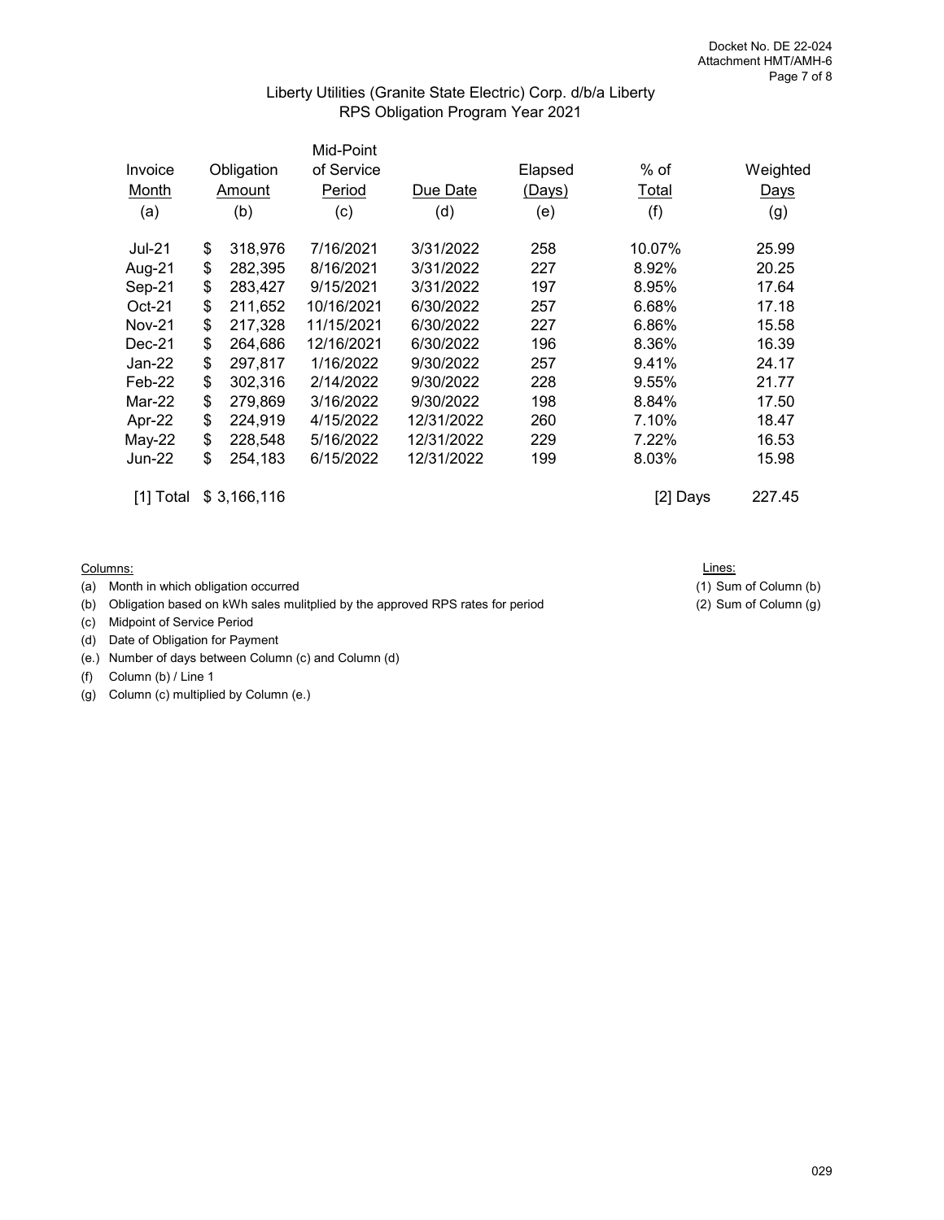Docket No. DE 22-024
Attachment HMT/AMH-6

## Liberty Utilities (Granite State Electric) Corp. d/b/a Liberty
## RPS Obligation Program Year 2021

| Invoice Month (a) | Obligation Amount (b) | Mid-Point of Service Period (c) | Due Date (d) | Elapsed (Days) (e) | % of Total (f) | Weighted Days (g) |
|---|---|---|---|---|---|---|
| Jul-21 | $ 318,976 | 7/16/2021 | 3/31/2022 | 258 | 10.07% | 25.99 |
| Aug-21 | $ 282,395 | 8/16/2021 | 3/31/2022 | 227 | 8.92% | 20.25 |
| Sep-21 | $ 283,427 | 9/15/2021 | 3/31/2022 | 197 | 8.95% | 17.64 |
| Oct-21 | $ 211,652 | 10/16/2021 | 6/30/2022 | 257 | 6.68% | 17.18 |
| Nov-21 | $ 217,328 | 11/15/2021 | 6/30/2022 | 227 | 6.86% | 15.58 |
| Dec-21 | $ 264,686 | 12/16/2021 | 6/30/2022 | 196 | 8.36% | 16.39 |
| Jan-22 | $ 297,817 | 1/16/2022 | 9/30/2022 | 257 | 9.41% | 24.17 |
| Feb-22 | $ 302,316 | 2/14/2022 | 9/30/2022 | 228 | 9.55% | 21.77 |
| Mar-22 | $ 279,869 | 3/16/2022 | 9/30/2022 | 198 | 8.84% | 17.50 |
| Apr-22 | $ 224,919 | 4/15/2022 | 12/31/2022 | 260 | 7.10% | 18.47 |
| May-22 | $ 228,548 | 5/16/2022 | 12/31/2022 | 229 | 7.22% | 16.53 |
| Jun-22 | $ 254,183 | 6/15/2022 | 12/31/2022 | 199 | 8.03% | 15.98 |
| [1] Total | $ 3,166,116 | | | | [2] Days | 227.45 |

Columns:
- (a) Month in which obligation occurred
- (b) Obligation based on kWh sales mulitplied by the approved RPS rates for period
- (c) Midpoint of Service Period
- (d) Date of Obligation for Payment
- (e.) Number of days between Column (c) and Column (d)
- (f) Column (b) / Line 1
- (g) Column (c) multiplied by Column (e.)

Lines:
- (1) Sum of Column (b)
- (2) Sum of Column (g)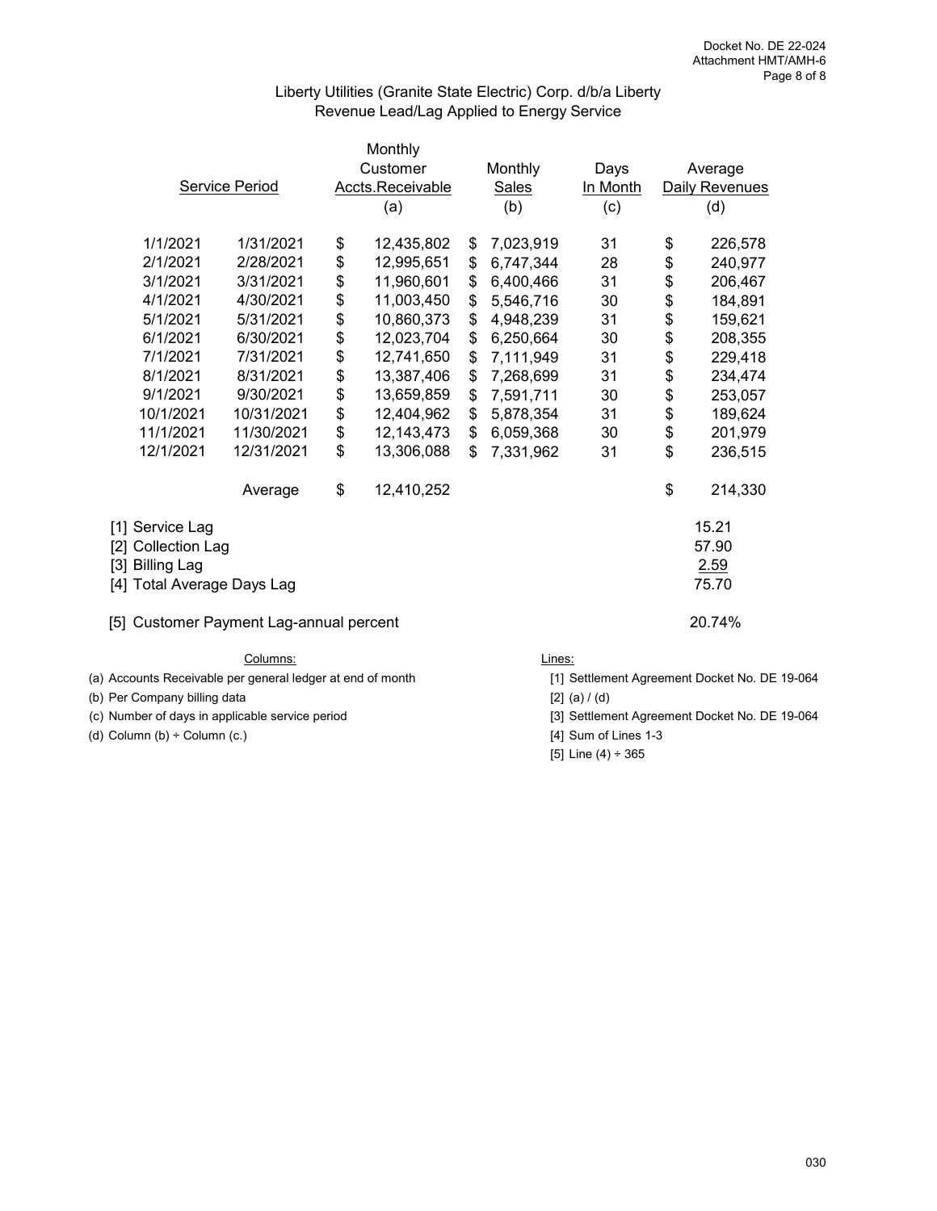Docket No. DE 22-024
Attachment HMT/AMH-6

## Liberty Utilities (Granite State Electric) Corp. d/b/a Liberty
## Revenue Lead/Lag Applied to Energy Service

| Service Period | | Monthly Customer Accts.Receivable (a) | Monthly Sales (b) | Days In Month (c) | Average Daily Revenues (d) |
|---|---|---|---|---|---|
| 1/1/2021 | 1/31/2021 | $ 12,435,802 | $ 7,023,919 | 31 | $ 226,578 |
| 2/1/2021 | 2/28/2021 | $ 12,995,651 | $ 6,747,344 | 28 | $ 240,977 |
| 3/1/2021 | 3/31/2021 | $ 11,960,601 | $ 6,400,466 | 31 | $ 206,467 |
| 4/1/2021 | 4/30/2021 | $ 11,003,450 | $ 5,546,716 | 30 | $ 184,891 |
| 5/1/2021 | 5/31/2021 | $ 10,860,373 | $ 4,948,239 | 31 | $ 159,621 |
| 6/1/2021 | 6/30/2021 | $ 12,023,704 | $ 6,250,664 | 30 | $ 208,355 |
| 7/1/2021 | 7/31/2021 | $ 12,741,650 | $ 7,111,949 | 31 | $ 229,418 |
| 8/1/2021 | 8/31/2021 | $ 13,387,406 | $ 7,268,699 | 31 | $ 234,474 |
| 9/1/2021 | 9/30/2021 | $ 13,659,859 | $ 7,591,711 | 30 | $ 253,057 |
| 10/1/2021 | 10/31/2021 | $ 12,404,962 | $ 5,878,354 | 31 | $ 189,624 |
| 11/1/2021 | 11/30/2021 | $ 12,143,473 | $ 6,059,368 | 30 | $ 201,979 |
| 12/1/2021 | 12/31/2021 | $ 13,306,088 | $ 7,331,962 | 31 | $ 236,515 |
| | Average | $ 12,410,252 | | | $ 214,330 |

| | |
|---|---|
| [1] Service Lag | 15.21 |
| [2] Collection Lag | 57.90 |
| [3] Billing Lag | 2.59 |
| [4] Total Average Days Lag | 75.70 |
| [5] Customer Payment Lag-annual percent | 20.74% |

Columns:

(a) Accounts Receivable per general ledger at end of month
(b) Per Company billing data
(c) Number of days in applicable service period
(d) Column (b) ÷ Column (c.)

Lines:

[1] Settlement Agreement Docket No. DE 19-064
[2] (a) / (d)
[3] Settlement Agreement Docket No. DE 19-064
[4] Sum of Lines 1-3
[5] Line (4) ÷ 365

030